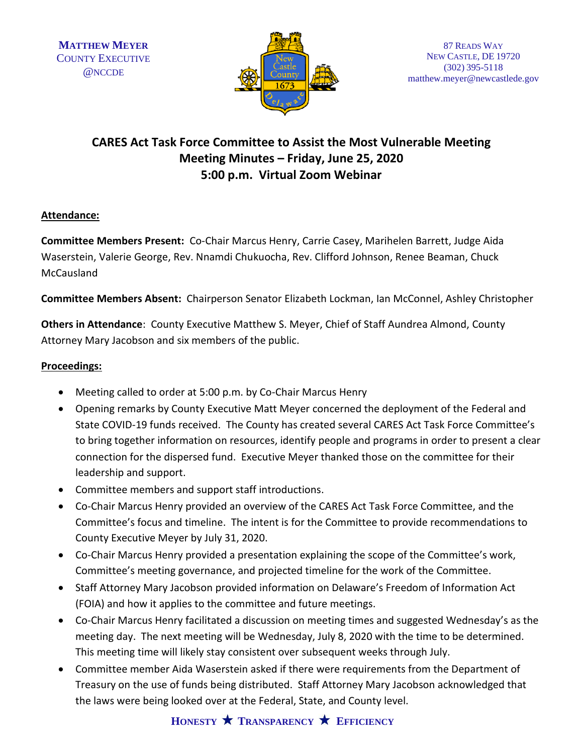MATTHEW MEYER
COUNTY EXECUTIVE
@NCCDE

87 READS WAY
NEW CASTLE, DE 19720
(302) 395-5118
matthew.meyer@newcastlede.gov

# CARES Act Task Force Committee to Assist the Most Vulnerable Meeting
## Meeting Minutes – Friday, June 25, 2020
## 5:00 p.m. Virtual Zoom Webinar

**Attendance:**

**Committee Members Present:** Co-Chair Marcus Henry, Carrie Casey, Marihelen Barrett, Judge Aida Waserstein, Valerie George, Rev. Nnamdi Chukuocha, Rev. Clifford Johnson, Renee Beaman, Chuck McCausland

**Committee Members Absent:** Chairperson Senator Elizabeth Lockman, Ian McConnel, Ashley Christopher

**Others in Attendance**: County Executive Matthew S. Meyer, Chief of Staff Aundrea Almond, County Attorney Mary Jacobson and six members of the public.

**Proceedings:**

- Meeting called to order at 5:00 p.m. by Co-Chair Marcus Henry
- Opening remarks by County Executive Matt Meyer concerned the deployment of the Federal and State COVID-19 funds received. The County has created several CARES Act Task Force Committee's to bring together information on resources, identify people and programs in order to present a clear connection for the dispersed fund. Executive Meyer thanked those on the committee for their leadership and support.
- Committee members and support staff introductions.
- Co-Chair Marcus Henry provided an overview of the CARES Act Task Force Committee, and the Committee's focus and timeline. The intent is for the Committee to provide recommendations to County Executive Meyer by July 31, 2020.
- Co-Chair Marcus Henry provided a presentation explaining the scope of the Committee's work, Committee's meeting governance, and projected timeline for the work of the Committee.
- Staff Attorney Mary Jacobson provided information on Delaware's Freedom of Information Act (FOIA) and how it applies to the committee and future meetings.
- Co-Chair Marcus Henry facilitated a discussion on meeting times and suggested Wednesday's as the meeting day. The next meeting will be Wednesday, July 8, 2020 with the time to be determined. This meeting time will likely stay consistent over subsequent weeks through July.
- Committee member Aida Waserstein asked if there were requirements from the Department of Treasury on the use of funds being distributed. Staff Attorney Mary Jacobson acknowledged that the laws were being looked over at the Federal, State, and County level.

HONESTY ★ TRANSPARENCY ★ EFFICIENCY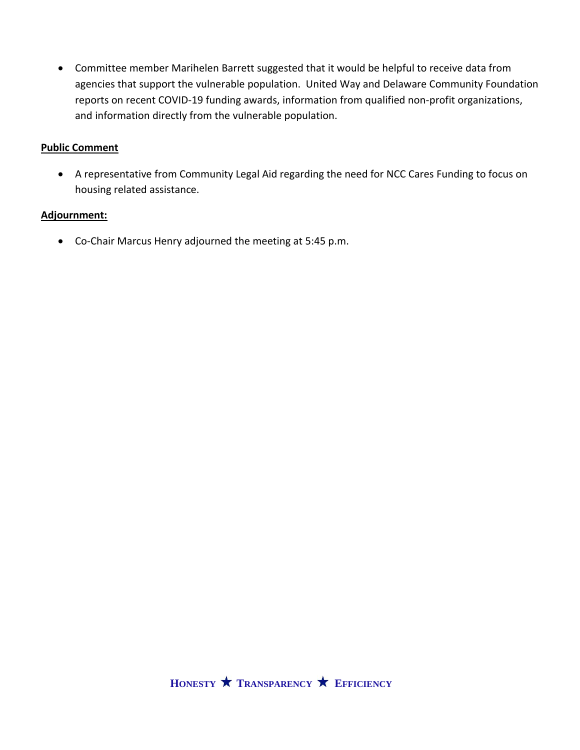- Committee member Marihelen Barrett suggested that it would be helpful to receive data from agencies that support the vulnerable population. United Way and Delaware Community Foundation reports on recent COVID-19 funding awards, information from qualified non-profit organizations, and information directly from the vulnerable population.

**Public Comment**

- A representative from Community Legal Aid regarding the need for NCC Cares Funding to focus on housing related assistance.

**Adjournment:**

- Co-Chair Marcus Henry adjourned the meeting at 5:45 p.m.

**HONESTY ★ TRANSPARENCY ★ EFFICIENCY**